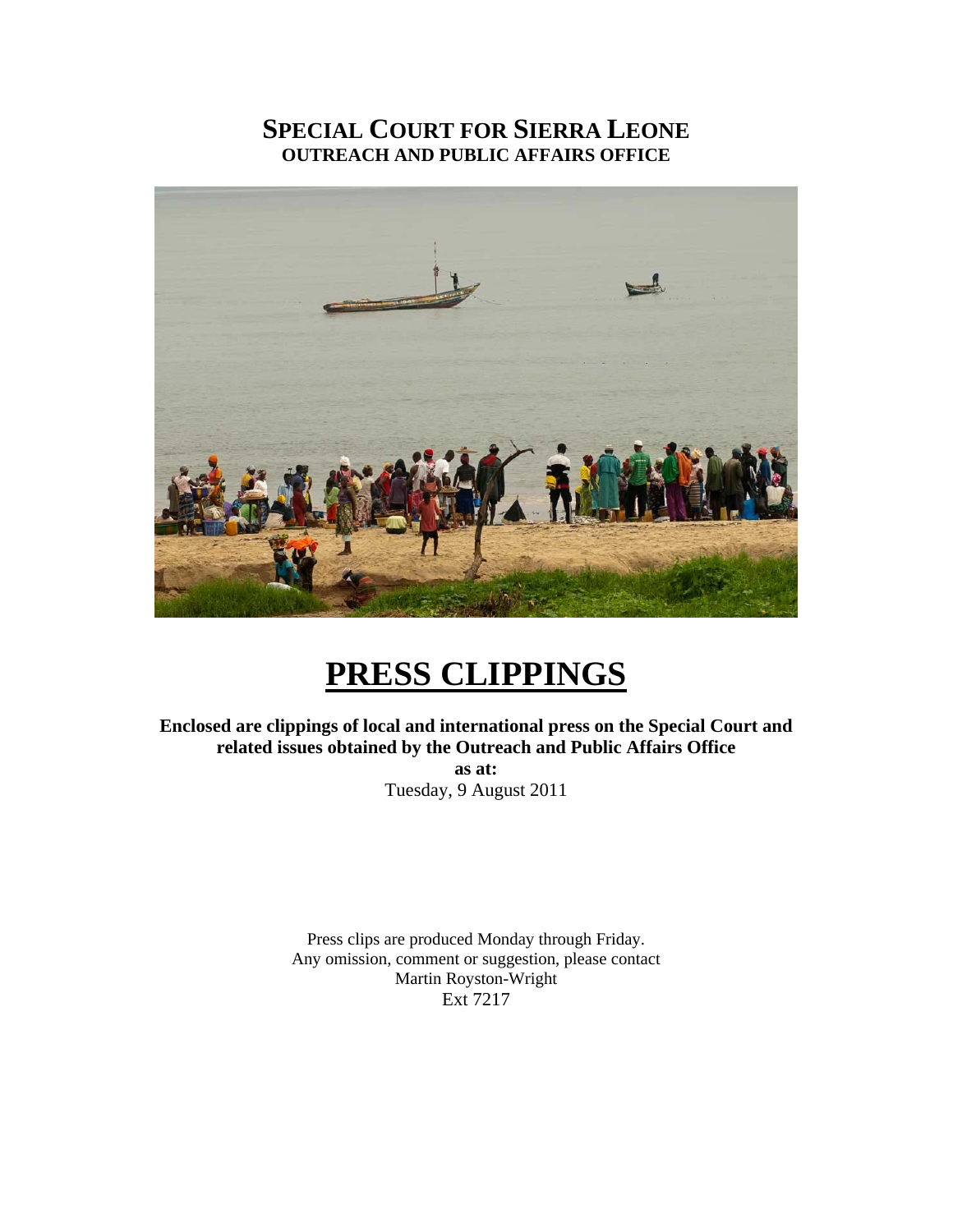# **SPECIAL COURT FOR SIERRA LEONE**
## **OUTREACH AND PUBLIC AFFAIRS OFFICE**

# **PRESS CLIPPINGS**

**Enclosed are clippings of local and international press on the Special Court and related issues obtained by the Outreach and Public Affairs Office**

**as at:**

Tuesday, 9 August 2011

Press clips are produced Monday through Friday.
Any omission, comment or suggestion, please contact
Martin Royston-Wright
Ext 7217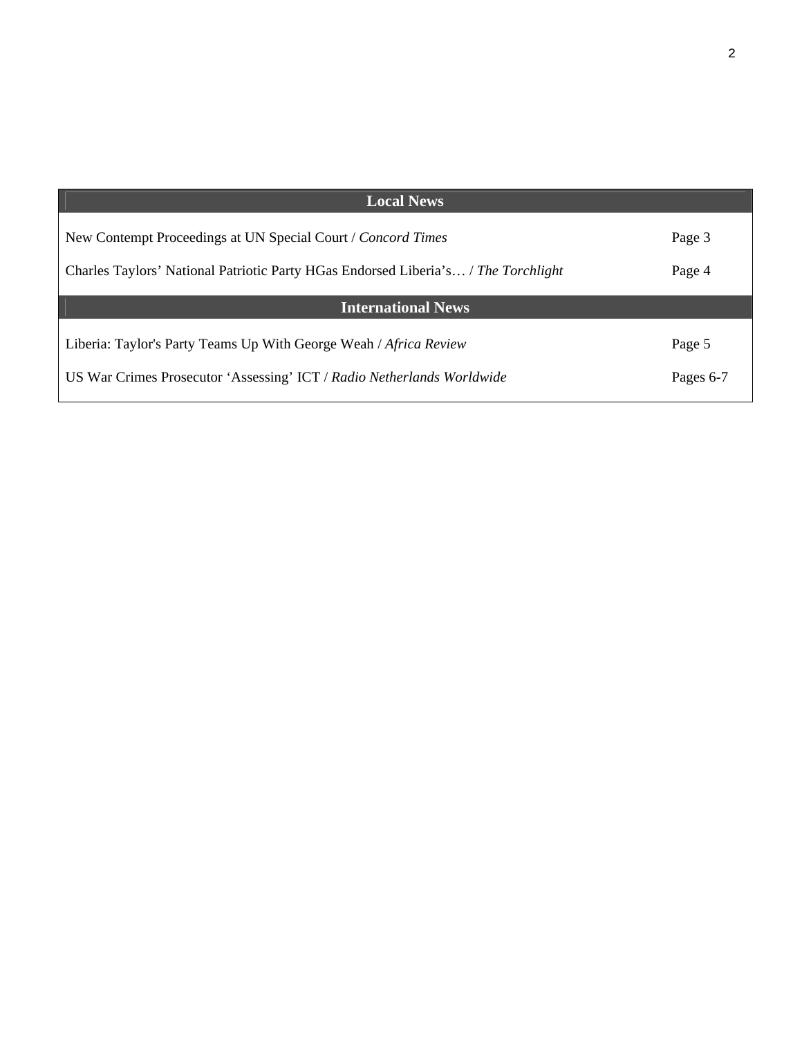| Local News | |
|---|---|
| New Contempt Proceedings at UN Special Court / *Concord Times* | Page 3 |
| Charles Taylors' National Patriotic Party HGas Endorsed Liberia's… / *The Torchlight* | Page 4 |
| **International News** | |
| Liberia: Taylor's Party Teams Up With George Weah / *Africa Review* | Page 5 |
| US War Crimes Prosecutor 'Assessing' ICT / *Radio Netherlands Worldwide* | Pages 6-7 |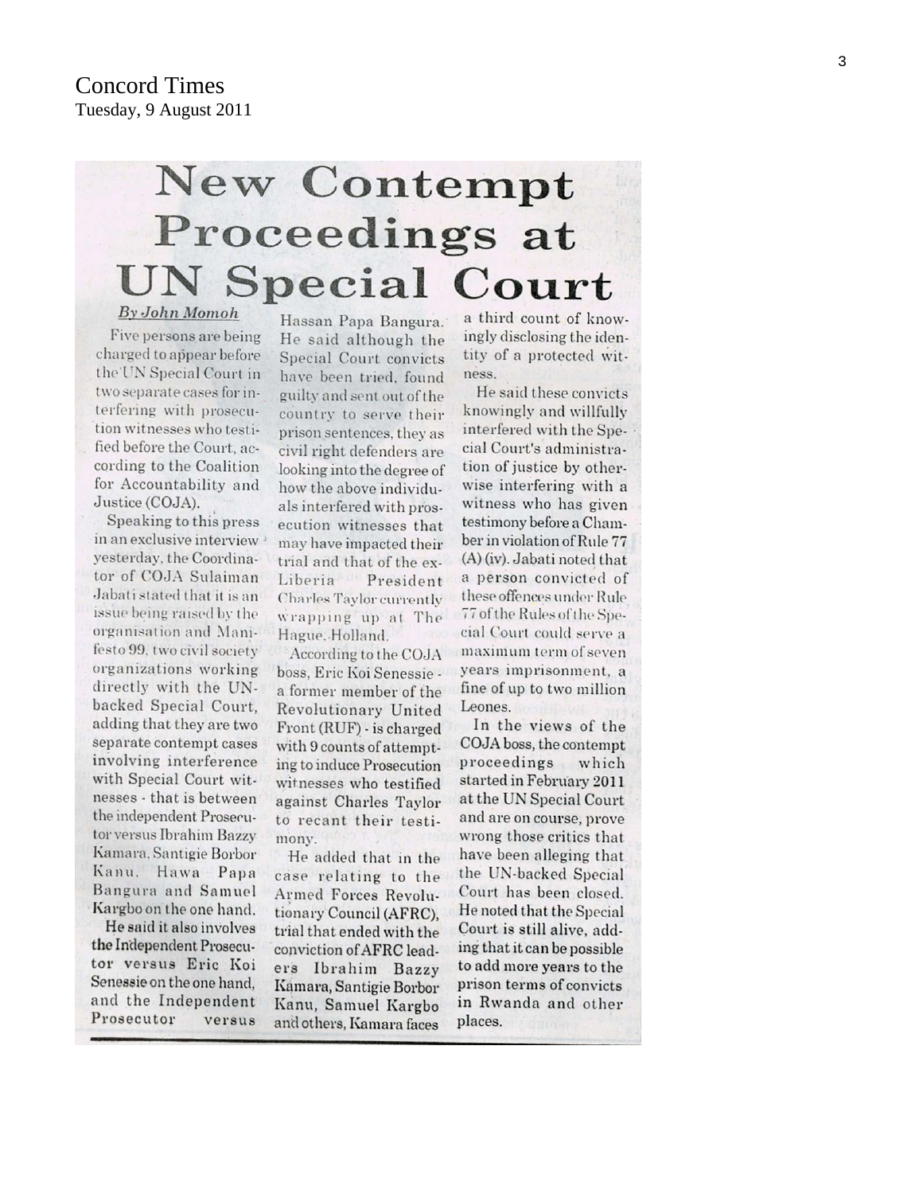Concord Times
Tuesday, 9 August 2011

# New Contempt Proceedings at UN Special Court

*By John Momoh*

Five persons are being charged to appear before the UN Special Court in two separate cases for interfering with prosecution witnesses who testified before the Court, according to the Coalition for Accountability and Justice (COJA).

Speaking to this press in an exclusive interview yesterday, the Coordinator of COJA Sulaiman Jabati stated that it is an issue being raised by the organisation and Manifesto 99, two civil society organizations working directly with the UN-backed Special Court, adding that they are two separate contempt cases involving interference with Special Court witnesses - that is between the independent Prosecutor versus Ibrahim Bazzy Kamara, Santigie Borbor Kanu, Hawa Papa Bangura and Samuel Kargbo on the one hand.

He said it also involves the Independent Prosecutor versus Eric Koi Senessie on the one hand, and the Independent Prosecutor versus Hassan Papa Bangura. He said although the Special Court convicts have been tried, found guilty and sent out of the country to serve their prison sentences, they as civil right defenders are looking into the degree of how the above individuals interfered with prosecution witnesses that may have impacted their trial and that of the ex-Liberia President Charles Taylor currently wrapping up at The Hague, Holland.

According to the COJA boss, Eric Koi Senessie - a former member of the Revolutionary United Front (RUF) - is charged with 9 counts of attempting to induce Prosecution witnesses who testified against Charles Taylor to recant their testimony.

He added that in the case relating to the Armed Forces Revolutionary Council (AFRC), trial that ended with the conviction of AFRC leaders Ibrahim Bazzy Kamara, Santigie Borbor Kanu, Samuel Kargbo and others, Kamara faces a third count of knowingly disclosing the identity of a protected witness.

He said these convicts knowingly and willfully interfered with the Special Court's administration of justice by otherwise interfering with a witness who has given testimony before a Chamber in violation of Rule 77 (A) (iv). Jabati noted that a person convicted of these offences under Rule 77 of the Rules of the Special Court could serve a maximum term of seven years imprisonment, a fine of up to two million Leones.

In the views of the COJA boss, the contempt proceedings which started in February 2011 at the UN Special Court and are on course, prove wrong those critics that have been alleging that the UN-backed Special Court has been closed. He noted that the Special Court is still alive, adding that it can be possible to add more years to the prison terms of convicts in Rwanda and other places.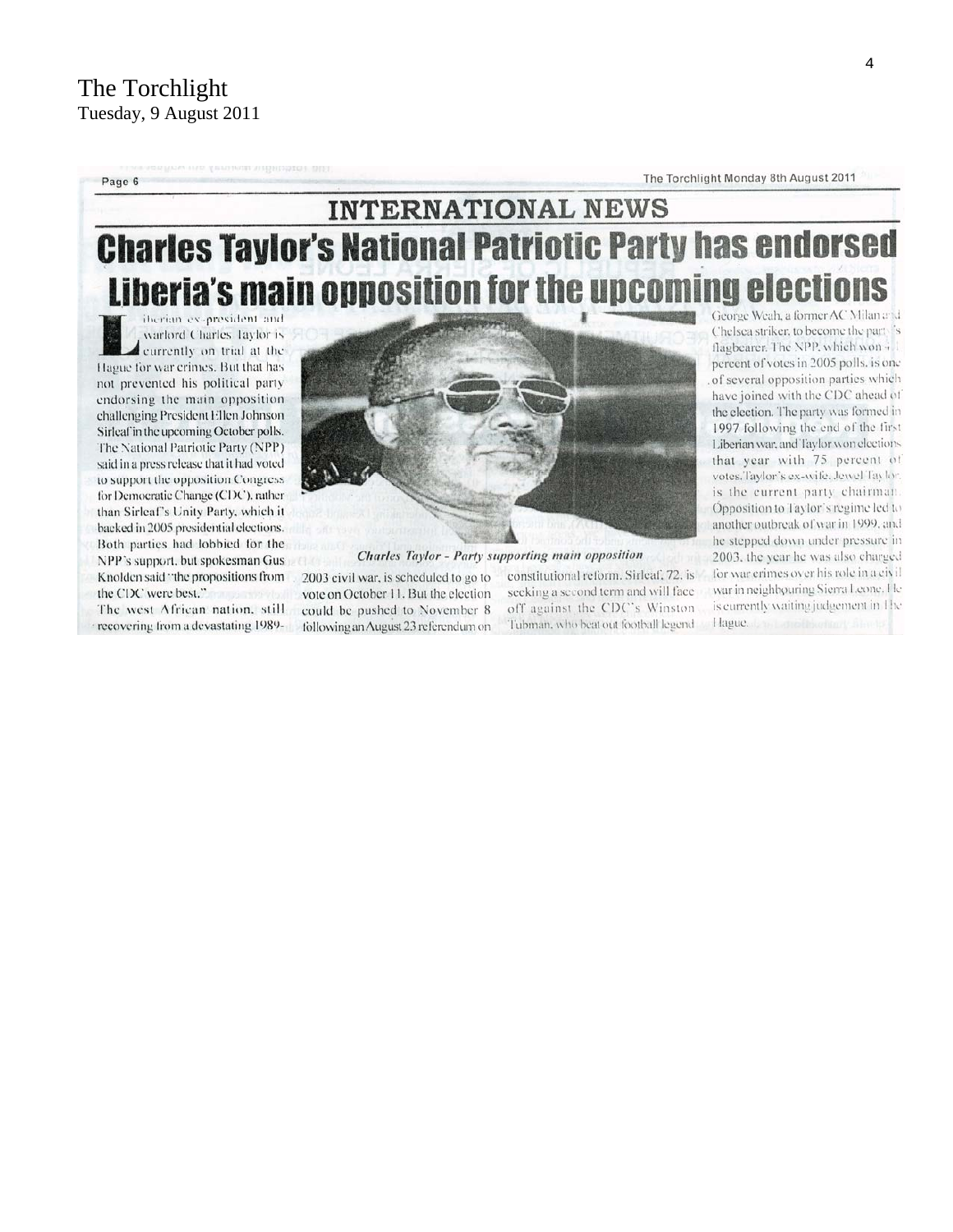The Torchlight
Tuesday, 9 August 2011

The Torchlight Monday 8th August 2011

## INTERNATIONAL NEWS

# Charles Taylor's National Patriotic Party has endorsed Liberia's main opposition for the upcoming elections

Liberian ex-president and warlord Charles Taylor is currently on trial at the Hague for war crimes. But that has not prevented his political party endorsing the main opposition challenging President Ellen Johnson Sirleaf in the upcoming October polls. The National Patriotic Party (NPP) said in a press release that it had voted to support the opposition Congress for Democratic Change (CDC), rather than Sirleaf's Unity Party, which it backed in 2005 presidential elections. Both parties had lobbied for the NPP's support, but spokesman Gus Knolden said "the propositions from the CDC were best."

The west African nation, still recovering from a devastating 1989-2003 civil war, is scheduled to go to vote on October 11. But the election could be pushed to November 8 following an August 23 referendum on constitutional reform. Sirleaf, 72, is seeking a second term and will face off against the CDC's Winston Tubman, who beat out football legend George Weah, a former AC Milan and Chelsea striker, to become the party's flagbearer. The NPP, which won 4 percent of votes in 2005 polls, is one of several opposition parties which have joined with the CDC ahead of the election. The party was formed in 1997 following the end of the first Liberian war, and Taylor won elections that year with 75 percent of votes. Taylor's ex-wife, Jewel Taylor, is the current party chairman. Opposition to Taylor's regime led to another outbreak of war in 1999, and he stepped down under pressure in 2003, the year he was also charged for war crimes over his role in a civil war in neighbouring Sierra Leone. He is currently waiting judgement in The Hague.

*Charles Taylor - Party supporting main opposition*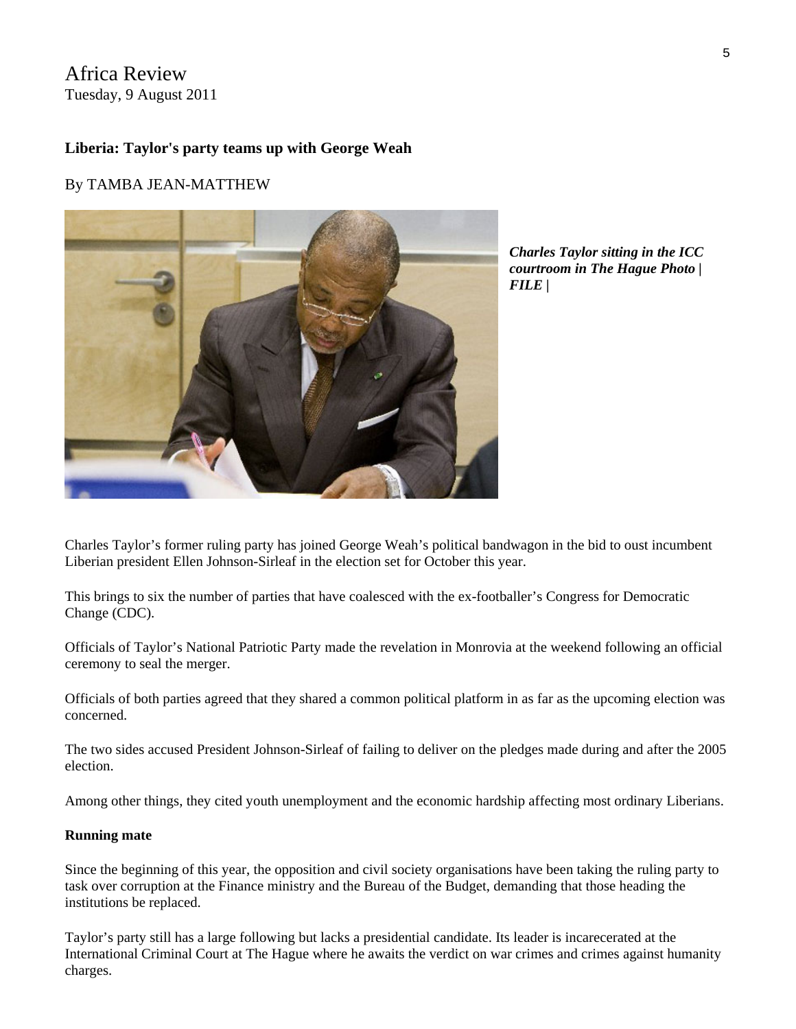Africa Review
Tuesday, 9 August 2011

## Liberia: Taylor's party teams up with George Weah

By TAMBA JEAN-MATTHEW

***Charles Taylor sitting in the ICC courtroom in The Hague Photo | FILE |***

Charles Taylor's former ruling party has joined George Weah's political bandwagon in the bid to oust incumbent Liberian president Ellen Johnson-Sirleaf in the election set for October this year.

This brings to six the number of parties that have coalesced with the ex-footballer's Congress for Democratic Change (CDC).

Officials of Taylor's National Patriotic Party made the revelation in Monrovia at the weekend following an official ceremony to seal the merger.

Officials of both parties agreed that they shared a common political platform in as far as the upcoming election was concerned.

The two sides accused President Johnson-Sirleaf of failing to deliver on the pledges made during and after the 2005 election.

Among other things, they cited youth unemployment and the economic hardship affecting most ordinary Liberians.

### Running mate

Since the beginning of this year, the opposition and civil society organisations have been taking the ruling party to task over corruption at the Finance ministry and the Bureau of the Budget, demanding that those heading the institutions be replaced.

Taylor's party still has a large following but lacks a presidential candidate. Its leader is incarecerated at the International Criminal Court at The Hague where he awaits the verdict on war crimes and crimes against humanity charges.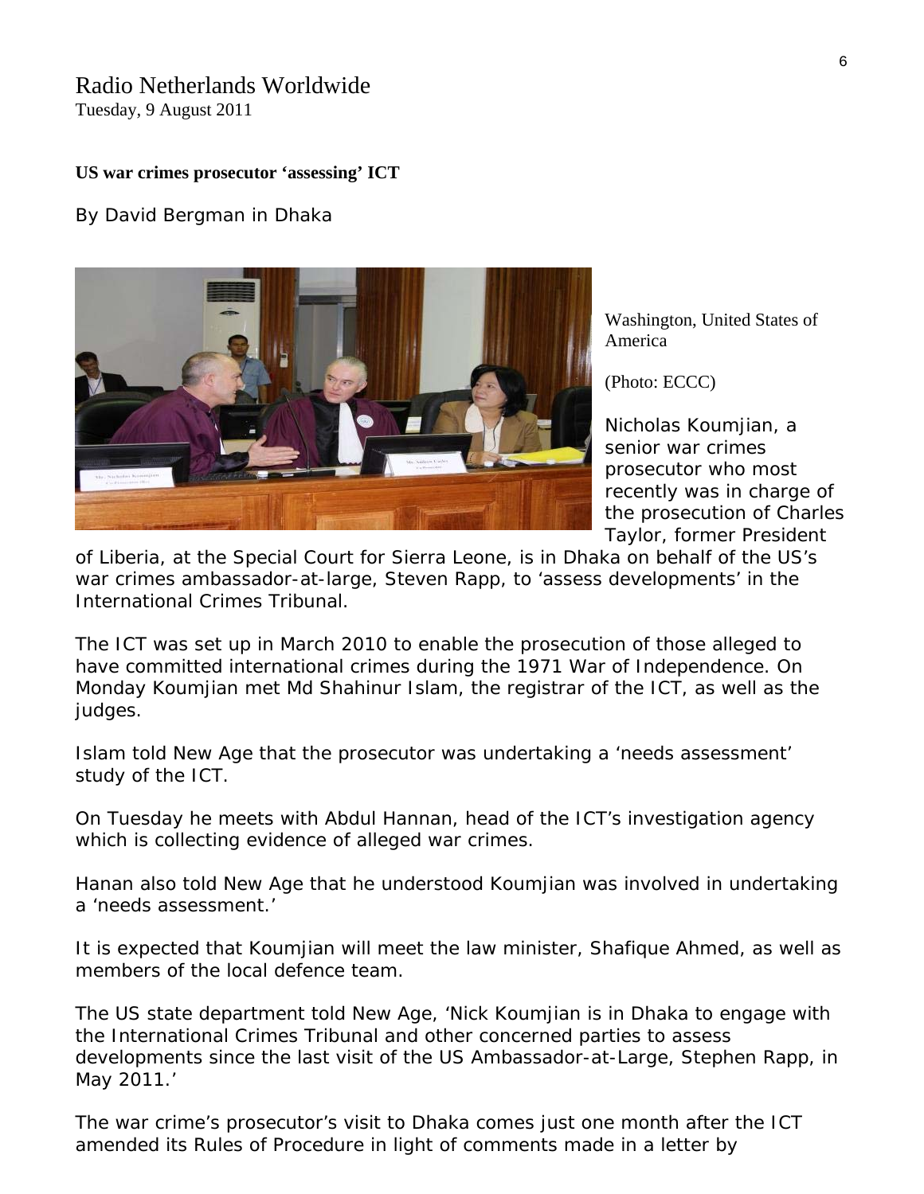Radio Netherlands Worldwide
Tuesday, 9 August 2011

**US war crimes prosecutor 'assessing' ICT**

By David Bergman in Dhaka

Washington, United States of America

(Photo: ECCC)

Nicholas Koumjian, a senior war crimes prosecutor who most recently was in charge of the prosecution of Charles Taylor, former President of Liberia, at the Special Court for Sierra Leone, is in Dhaka on behalf of the US's war crimes ambassador-at-large, Steven Rapp, to 'assess developments' in the International Crimes Tribunal.

The ICT was set up in March 2010 to enable the prosecution of those alleged to have committed international crimes during the 1971 War of Independence. On Monday Koumjian met Md Shahinur Islam, the registrar of the ICT, as well as the judges.

Islam told New Age that the prosecutor was undertaking a 'needs assessment' study of the ICT.

On Tuesday he meets with Abdul Hannan, head of the ICT's investigation agency which is collecting evidence of alleged war crimes.

Hanan also told New Age that he understood Koumjian was involved in undertaking a 'needs assessment.'

It is expected that Koumjian will meet the law minister, Shafique Ahmed, as well as members of the local defence team.

The US state department told New Age, 'Nick Koumjian is in Dhaka to engage with the International Crimes Tribunal and other concerned parties to assess developments since the last visit of the US Ambassador-at-Large, Stephen Rapp, in May 2011.'

The war crime's prosecutor's visit to Dhaka comes just one month after the ICT amended its Rules of Procedure in light of comments made in a letter by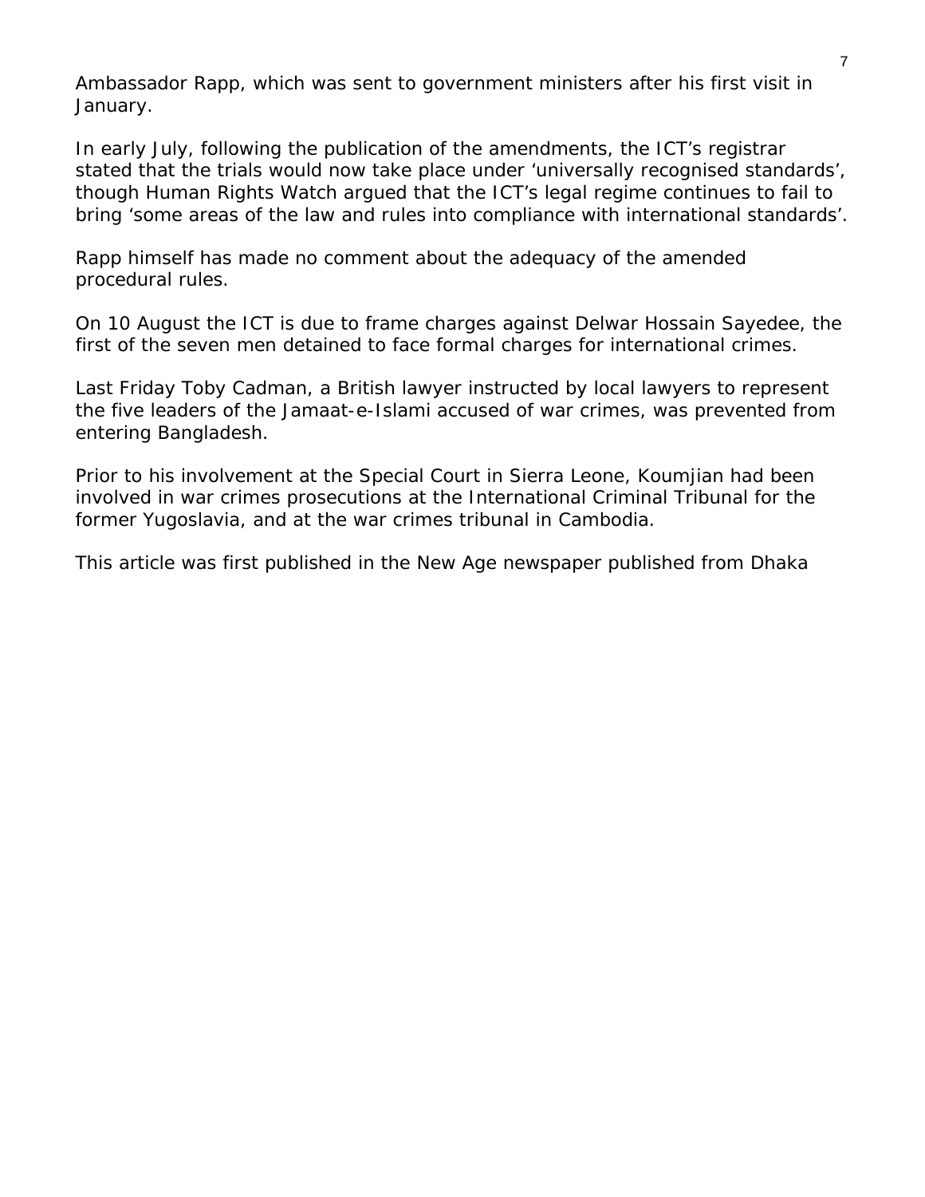Ambassador Rapp, which was sent to government ministers after his first visit in January.

In early July, following the publication of the amendments, the ICT's registrar stated that the trials would now take place under 'universally recognised standards', though Human Rights Watch argued that the ICT's legal regime continues to fail to bring 'some areas of the law and rules into compliance with international standards'.

Rapp himself has made no comment about the adequacy of the amended procedural rules.

On 10 August the ICT is due to frame charges against Delwar Hossain Sayedee, the first of the seven men detained to face formal charges for international crimes.

Last Friday Toby Cadman, a British lawyer instructed by local lawyers to represent the five leaders of the Jamaat-e-Islami accused of war crimes, was prevented from entering Bangladesh.

Prior to his involvement at the Special Court in Sierra Leone, Koumjian had been involved in war crimes prosecutions at the International Criminal Tribunal for the former Yugoslavia, and at the war crimes tribunal in Cambodia.

This article was first published in the New Age newspaper published from Dhaka